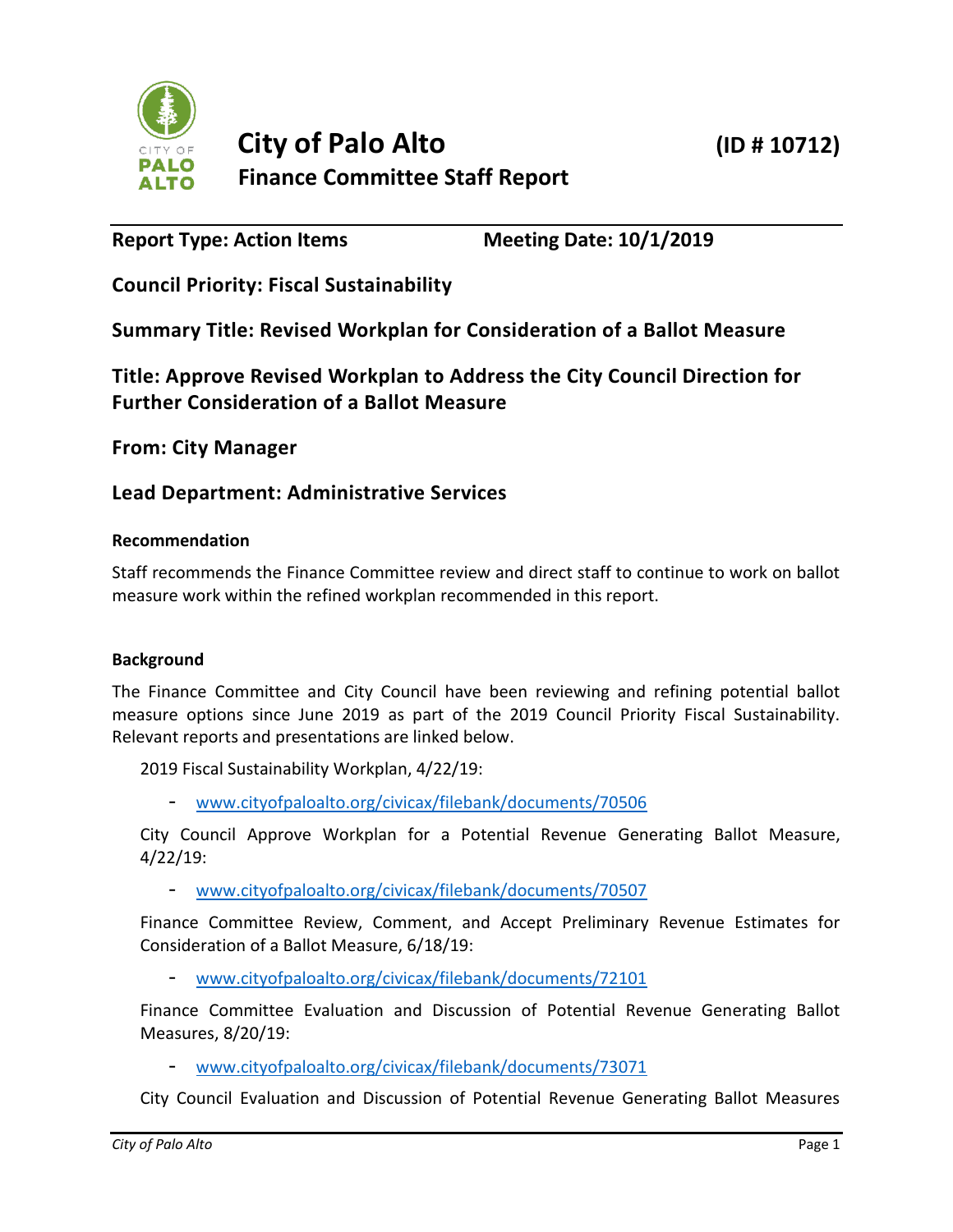# City of Palo Alto (ID # 10712)

## Finance Committee Staff Report

**Report Type: Action Items** **Meeting Date: 10/1/2019**

**Council Priority: Fiscal Sustainability**

**Summary Title: Revised Workplan for Consideration of a Ballot Measure**

**Title: Approve Revised Workplan to Address the City Council Direction for Further Consideration of a Ballot Measure**

**From: City Manager**

**Lead Department: Administrative Services**

#### Recommendation

Staff recommends the Finance Committee review and direct staff to continue to work on ballot measure work within the refined workplan recommended in this report.

#### Background

The Finance Committee and City Council have been reviewing and refining potential ballot measure options since June 2019 as part of the 2019 Council Priority Fiscal Sustainability. Relevant reports and presentations are linked below.

2019 Fiscal Sustainability Workplan, 4/22/19:

- www.cityofpaloalto.org/civicax/filebank/documents/70506

City Council Approve Workplan for a Potential Revenue Generating Ballot Measure, 4/22/19:

- www.cityofpaloalto.org/civicax/filebank/documents/70507

Finance Committee Review, Comment, and Accept Preliminary Revenue Estimates for Consideration of a Ballot Measure, 6/18/19:

- www.cityofpaloalto.org/civicax/filebank/documents/72101

Finance Committee Evaluation and Discussion of Potential Revenue Generating Ballot Measures, 8/20/19:

- www.cityofpaloalto.org/civicax/filebank/documents/73071

City Council Evaluation and Discussion of Potential Revenue Generating Ballot Measures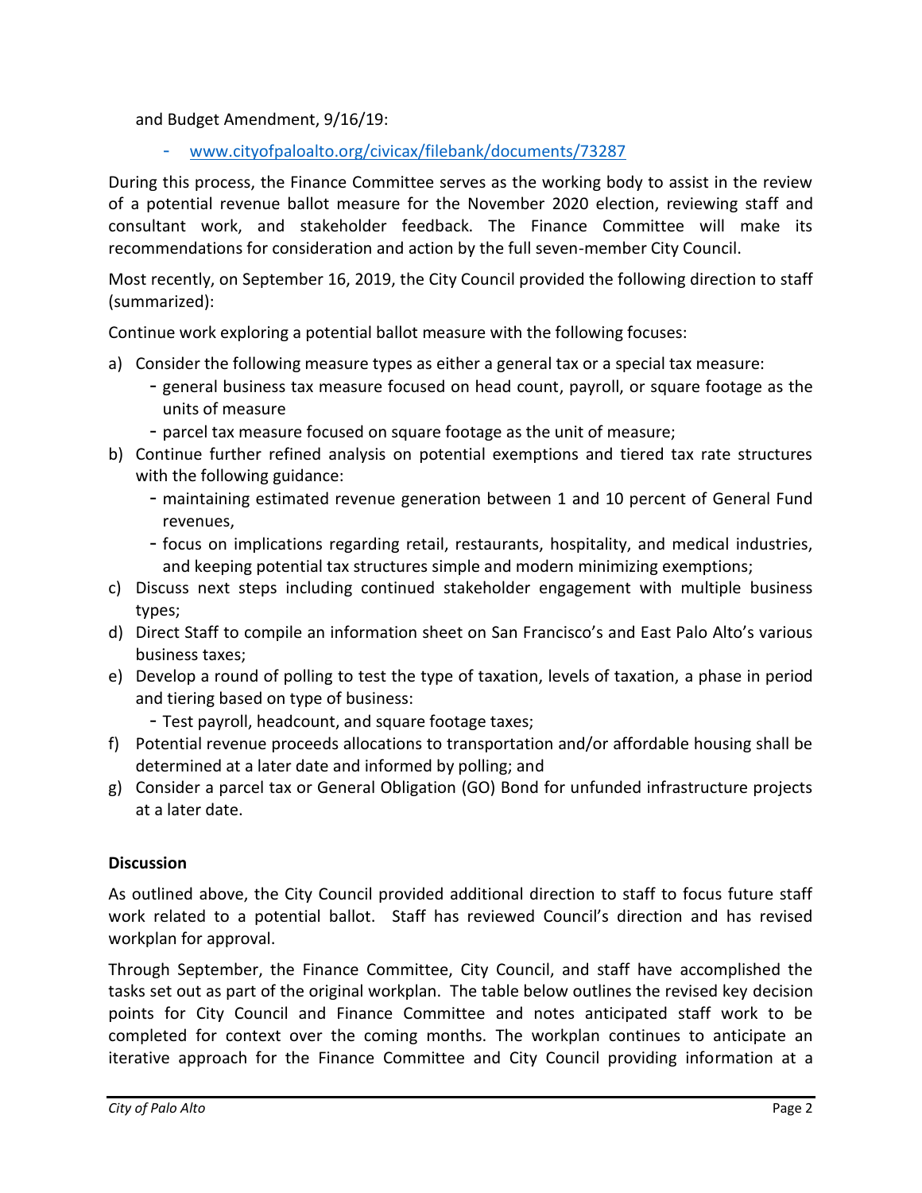and Budget Amendment, 9/16/19:

- www.cityofpaloalto.org/civicax/filebank/documents/73287

During this process, the Finance Committee serves as the working body to assist in the review of a potential revenue ballot measure for the November 2020 election, reviewing staff and consultant work, and stakeholder feedback. The Finance Committee will make its recommendations for consideration and action by the full seven-member City Council.

Most recently, on September 16, 2019, the City Council provided the following direction to staff (summarized):

Continue work exploring a potential ballot measure with the following focuses:

a) Consider the following measure types as either a general tax or a special tax measure:
   - general business tax measure focused on head count, payroll, or square footage as the units of measure
   - parcel tax measure focused on square footage as the unit of measure;
b) Continue further refined analysis on potential exemptions and tiered tax rate structures with the following guidance:
   - maintaining estimated revenue generation between 1 and 10 percent of General Fund revenues,
   - focus on implications regarding retail, restaurants, hospitality, and medical industries, and keeping potential tax structures simple and modern minimizing exemptions;
c) Discuss next steps including continued stakeholder engagement with multiple business types;
d) Direct Staff to compile an information sheet on San Francisco's and East Palo Alto's various business taxes;
e) Develop a round of polling to test the type of taxation, levels of taxation, a phase in period and tiering based on type of business:
   - Test payroll, headcount, and square footage taxes;
f) Potential revenue proceeds allocations to transportation and/or affordable housing shall be determined at a later date and informed by polling; and
g) Consider a parcel tax or General Obligation (GO) Bond for unfunded infrastructure projects at a later date.

**Discussion**

As outlined above, the City Council provided additional direction to staff to focus future staff work related to a potential ballot. Staff has reviewed Council's direction and has revised workplan for approval.

Through September, the Finance Committee, City Council, and staff have accomplished the tasks set out as part of the original workplan. The table below outlines the revised key decision points for City Council and Finance Committee and notes anticipated staff work to be completed for context over the coming months. The workplan continues to anticipate an iterative approach for the Finance Committee and City Council providing information at a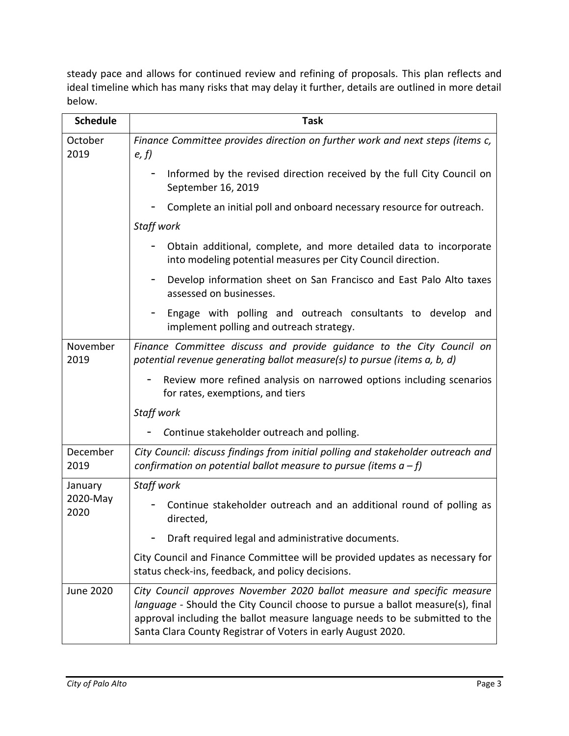steady pace and allows for continued review and refining of proposals. This plan reflects and ideal timeline which has many risks that may delay it further, details are outlined in more detail below.

| Schedule | Task |
| --- | --- |
| October 2019 | *Finance Committee provides direction on further work and next steps (items c, e, f)*<br>- Informed by the revised direction received by the full City Council on September 16, 2019<br>- Complete an initial poll and onboard necessary resource for outreach.<br>*Staff work*<br>- Obtain additional, complete, and more detailed data to incorporate into modeling potential measures per City Council direction.<br>- Develop information sheet on San Francisco and East Palo Alto taxes assessed on businesses.<br>- Engage with polling and outreach consultants to develop and implement polling and outreach strategy. |
| November 2019 | *Finance Committee discuss and provide guidance to the City Council on potential revenue generating ballot measure(s) to pursue (items a, b, d)*<br>- Review more refined analysis on narrowed options including scenarios for rates, exemptions, and tiers<br>*Staff work*<br>- *C*ontinue stakeholder outreach and polling. |
| December 2019 | *City Council: discuss findings from initial polling and stakeholder outreach and confirmation on potential ballot measure to pursue (items a – f)* |
| January 2020-May 2020 | *Staff work*<br>- Continue stakeholder outreach and an additional round of polling as directed,<br>- Draft required legal and administrative documents.<br>City Council and Finance Committee will be provided updates as necessary for status check-ins, feedback, and policy decisions. |
| June 2020 | *City Council approves November 2020 ballot measure and specific measure language* - Should the City Council choose to pursue a ballot measure(s), final approval including the ballot measure language needs to be submitted to the Santa Clara County Registrar of Voters in early August 2020. |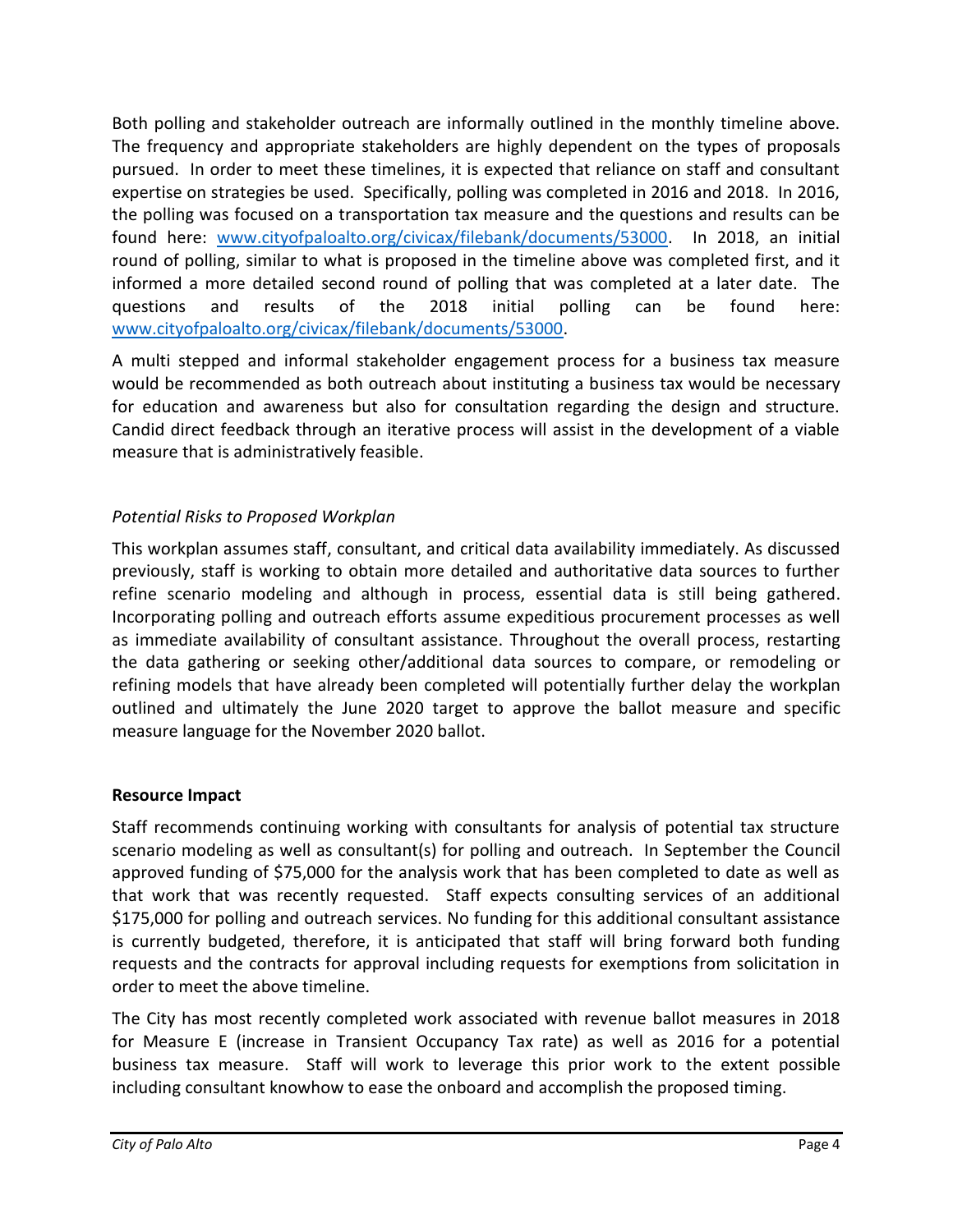Both polling and stakeholder outreach are informally outlined in the monthly timeline above. The frequency and appropriate stakeholders are highly dependent on the types of proposals pursued. In order to meet these timelines, it is expected that reliance on staff and consultant expertise on strategies be used. Specifically, polling was completed in 2016 and 2018. In 2016, the polling was focused on a transportation tax measure and the questions and results can be found here: [www.cityofpaloalto.org/civicax/filebank/documents/53000](www.cityofpaloalto.org/civicax/filebank/documents/53000). In 2018, an initial round of polling, similar to what is proposed in the timeline above was completed first, and it informed a more detailed second round of polling that was completed at a later date. The questions and results of the 2018 initial polling can be found here: [www.cityofpaloalto.org/civicax/filebank/documents/53000](www.cityofpaloalto.org/civicax/filebank/documents/53000).

A multi stepped and informal stakeholder engagement process for a business tax measure would be recommended as both outreach about instituting a business tax would be necessary for education and awareness but also for consultation regarding the design and structure. Candid direct feedback through an iterative process will assist in the development of a viable measure that is administratively feasible.

*Potential Risks to Proposed Workplan*

This workplan assumes staff, consultant, and critical data availability immediately. As discussed previously, staff is working to obtain more detailed and authoritative data sources to further refine scenario modeling and although in process, essential data is still being gathered. Incorporating polling and outreach efforts assume expeditious procurement processes as well as immediate availability of consultant assistance. Throughout the overall process, restarting the data gathering or seeking other/additional data sources to compare, or remodeling or refining models that have already been completed will potentially further delay the workplan outlined and ultimately the June 2020 target to approve the ballot measure and specific measure language for the November 2020 ballot.

**Resource Impact**

Staff recommends continuing working with consultants for analysis of potential tax structure scenario modeling as well as consultant(s) for polling and outreach. In September the Council approved funding of $75,000 for the analysis work that has been completed to date as well as that work that was recently requested. Staff expects consulting services of an additional $175,000 for polling and outreach services. No funding for this additional consultant assistance is currently budgeted, therefore, it is anticipated that staff will bring forward both funding requests and the contracts for approval including requests for exemptions from solicitation in order to meet the above timeline.

The City has most recently completed work associated with revenue ballot measures in 2018 for Measure E (increase in Transient Occupancy Tax rate) as well as 2016 for a potential business tax measure. Staff will work to leverage this prior work to the extent possible including consultant knowhow to ease the onboard and accomplish the proposed timing.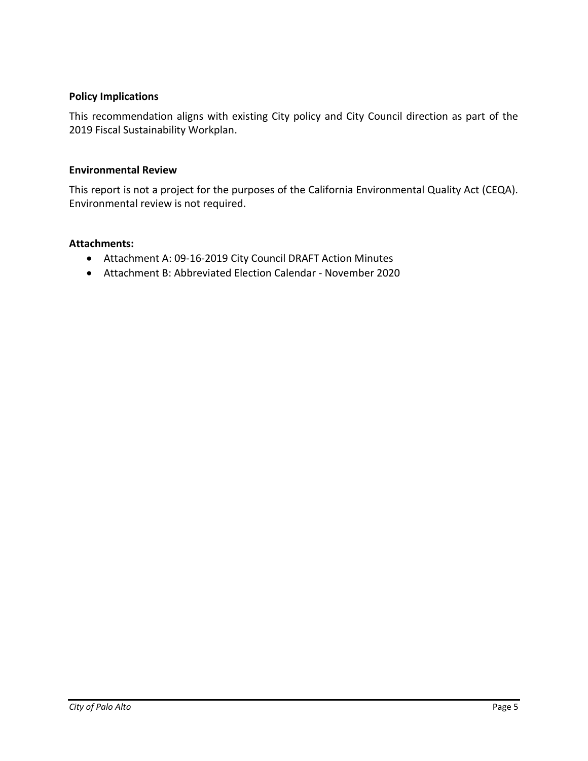**Policy Implications**

This recommendation aligns with existing City policy and City Council direction as part of the 2019 Fiscal Sustainability Workplan.

**Environmental Review**

This report is not a project for the purposes of the California Environmental Quality Act (CEQA). Environmental review is not required.

**Attachments:**

- Attachment A: 09-16-2019 City Council DRAFT Action Minutes
- Attachment B: Abbreviated Election Calendar - November 2020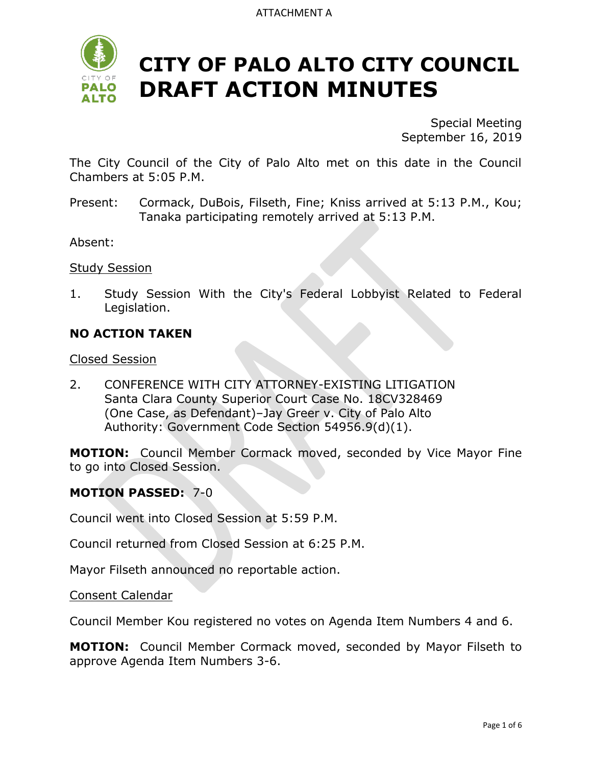ATTACHMENT A

# CITY OF PALO ALTO CITY COUNCIL DRAFT ACTION MINUTES

Special Meeting
September 16, 2019

The City Council of the City of Palo Alto met on this date in the Council Chambers at 5:05 P.M.

Present: Cormack, DuBois, Filseth, Fine; Kniss arrived at 5:13 P.M., Kou; Tanaka participating remotely arrived at 5:13 P.M.

Absent:

Study Session

1. Study Session With the City's Federal Lobbyist Related to Federal Legislation.

**NO ACTION TAKEN**

Closed Session

2. CONFERENCE WITH CITY ATTORNEY-EXISTING LITIGATION
Santa Clara County Superior Court Case No. 18CV328469
(One Case, as Defendant)–Jay Greer v. City of Palo Alto
Authority: Government Code Section 54956.9(d)(1).

**MOTION:** Council Member Cormack moved, seconded by Vice Mayor Fine to go into Closed Session.

**MOTION PASSED:** 7-0

Council went into Closed Session at 5:59 P.M.

Council returned from Closed Session at 6:25 P.M.

Mayor Filseth announced no reportable action.

Consent Calendar

Council Member Kou registered no votes on Agenda Item Numbers 4 and 6.

**MOTION:** Council Member Cormack moved, seconded by Mayor Filseth to approve Agenda Item Numbers 3-6.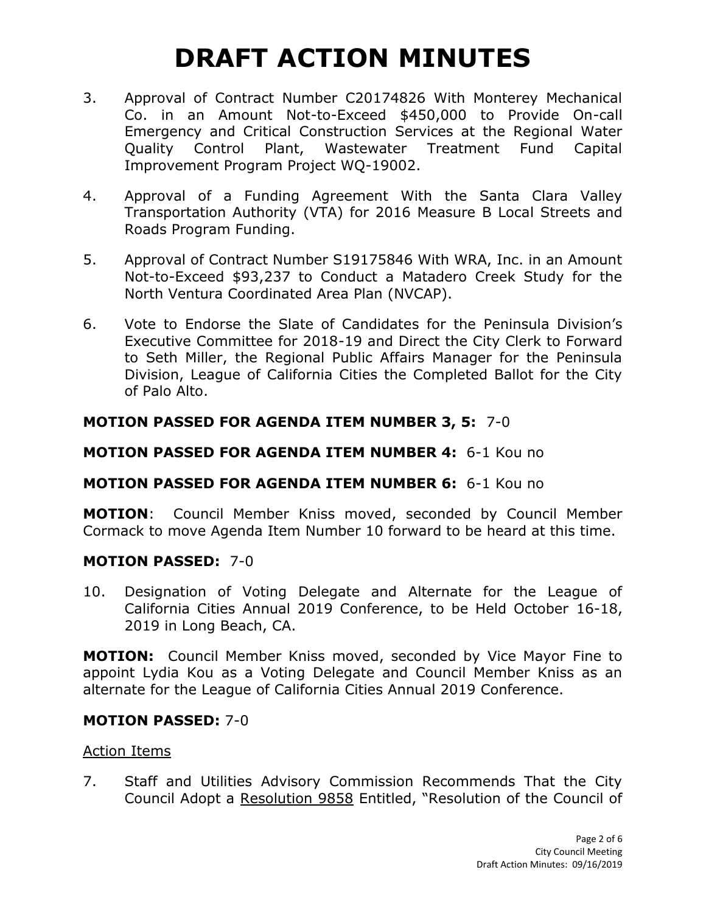# DRAFT ACTION MINUTES

3. Approval of Contract Number C20174826 With Monterey Mechanical Co. in an Amount Not-to-Exceed $450,000 to Provide On-call Emergency and Critical Construction Services at the Regional Water Quality Control Plant, Wastewater Treatment Fund Capital Improvement Program Project WQ-19002.

4. Approval of a Funding Agreement With the Santa Clara Valley Transportation Authority (VTA) for 2016 Measure B Local Streets and Roads Program Funding.

5. Approval of Contract Number S19175846 With WRA, Inc. in an Amount Not-to-Exceed $93,237 to Conduct a Matadero Creek Study for the North Ventura Coordinated Area Plan (NVCAP).

6. Vote to Endorse the Slate of Candidates for the Peninsula Division's Executive Committee for 2018-19 and Direct the City Clerk to Forward to Seth Miller, the Regional Public Affairs Manager for the Peninsula Division, League of California Cities the Completed Ballot for the City of Palo Alto.

**MOTION PASSED FOR AGENDA ITEM NUMBER 3, 5:** 7-0

**MOTION PASSED FOR AGENDA ITEM NUMBER 4:** 6-1 Kou no

**MOTION PASSED FOR AGENDA ITEM NUMBER 6:** 6-1 Kou no

**MOTION**: Council Member Kniss moved, seconded by Council Member Cormack to move Agenda Item Number 10 forward to be heard at this time.

**MOTION PASSED:** 7-0

10. Designation of Voting Delegate and Alternate for the League of California Cities Annual 2019 Conference, to be Held October 16-18, 2019 in Long Beach, CA.

**MOTION:** Council Member Kniss moved, seconded by Vice Mayor Fine to appoint Lydia Kou as a Voting Delegate and Council Member Kniss as an alternate for the League of California Cities Annual 2019 Conference.

**MOTION PASSED:** 7-0

Action Items

7. Staff and Utilities Advisory Commission Recommends That the City Council Adopt a Resolution 9858 Entitled, "Resolution of the Council of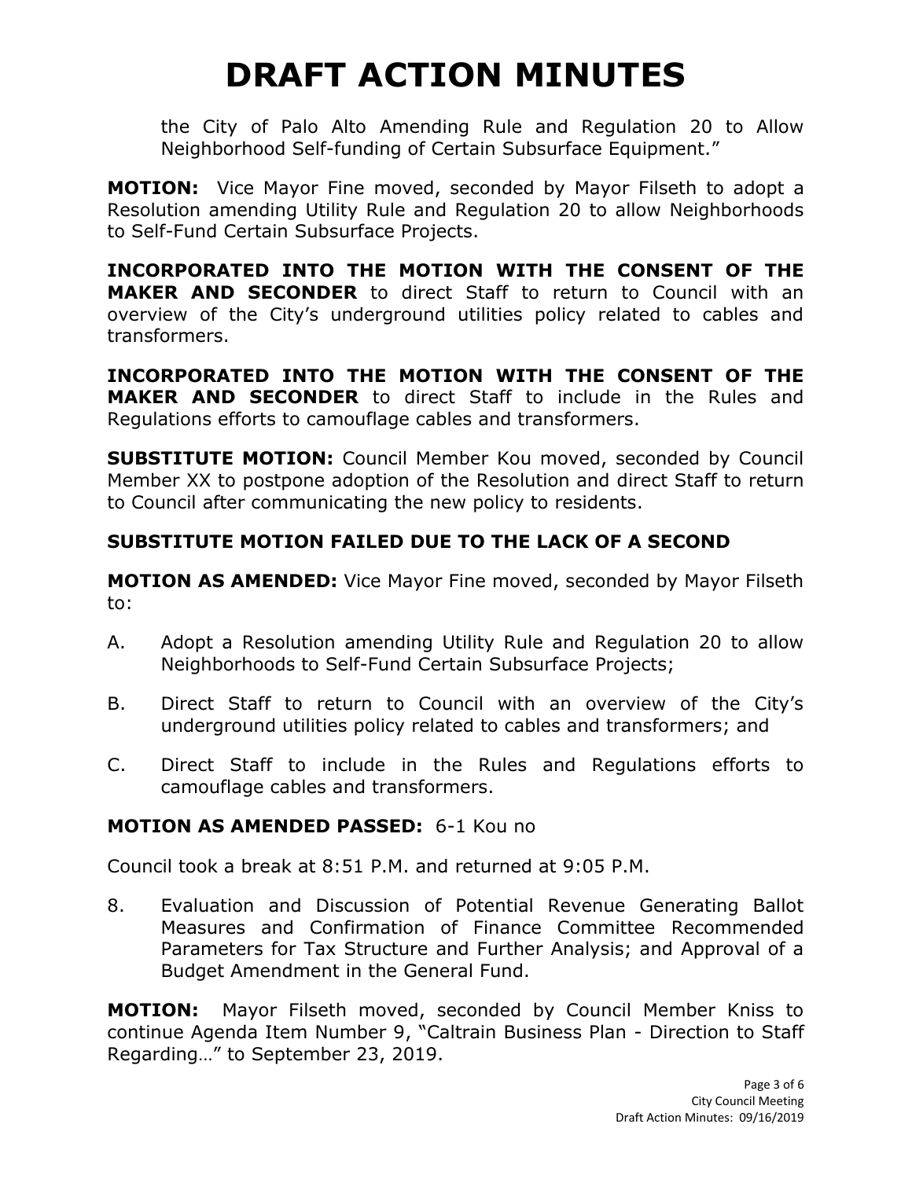# DRAFT ACTION MINUTES

the City of Palo Alto Amending Rule and Regulation 20 to Allow Neighborhood Self-funding of Certain Subsurface Equipment."

**MOTION:** Vice Mayor Fine moved, seconded by Mayor Filseth to adopt a Resolution amending Utility Rule and Regulation 20 to allow Neighborhoods to Self-Fund Certain Subsurface Projects.

**INCORPORATED INTO THE MOTION WITH THE CONSENT OF THE MAKER AND SECONDER** to direct Staff to return to Council with an overview of the City's underground utilities policy related to cables and transformers.

**INCORPORATED INTO THE MOTION WITH THE CONSENT OF THE MAKER AND SECONDER** to direct Staff to include in the Rules and Regulations efforts to camouflage cables and transformers.

**SUBSTITUTE MOTION:** Council Member Kou moved, seconded by Council Member XX to postpone adoption of the Resolution and direct Staff to return to Council after communicating the new policy to residents.

**SUBSTITUTE MOTION FAILED DUE TO THE LACK OF A SECOND**

**MOTION AS AMENDED:** Vice Mayor Fine moved, seconded by Mayor Filseth to:

A. Adopt a Resolution amending Utility Rule and Regulation 20 to allow Neighborhoods to Self-Fund Certain Subsurface Projects;

B. Direct Staff to return to Council with an overview of the City's underground utilities policy related to cables and transformers; and

C. Direct Staff to include in the Rules and Regulations efforts to camouflage cables and transformers.

**MOTION AS AMENDED PASSED:** 6-1 Kou no

Council took a break at 8:51 P.M. and returned at 9:05 P.M.

8. Evaluation and Discussion of Potential Revenue Generating Ballot Measures and Confirmation of Finance Committee Recommended Parameters for Tax Structure and Further Analysis; and Approval of a Budget Amendment in the General Fund.

**MOTION:** Mayor Filseth moved, seconded by Council Member Kniss to continue Agenda Item Number 9, "Caltrain Business Plan - Direction to Staff Regarding…" to September 23, 2019.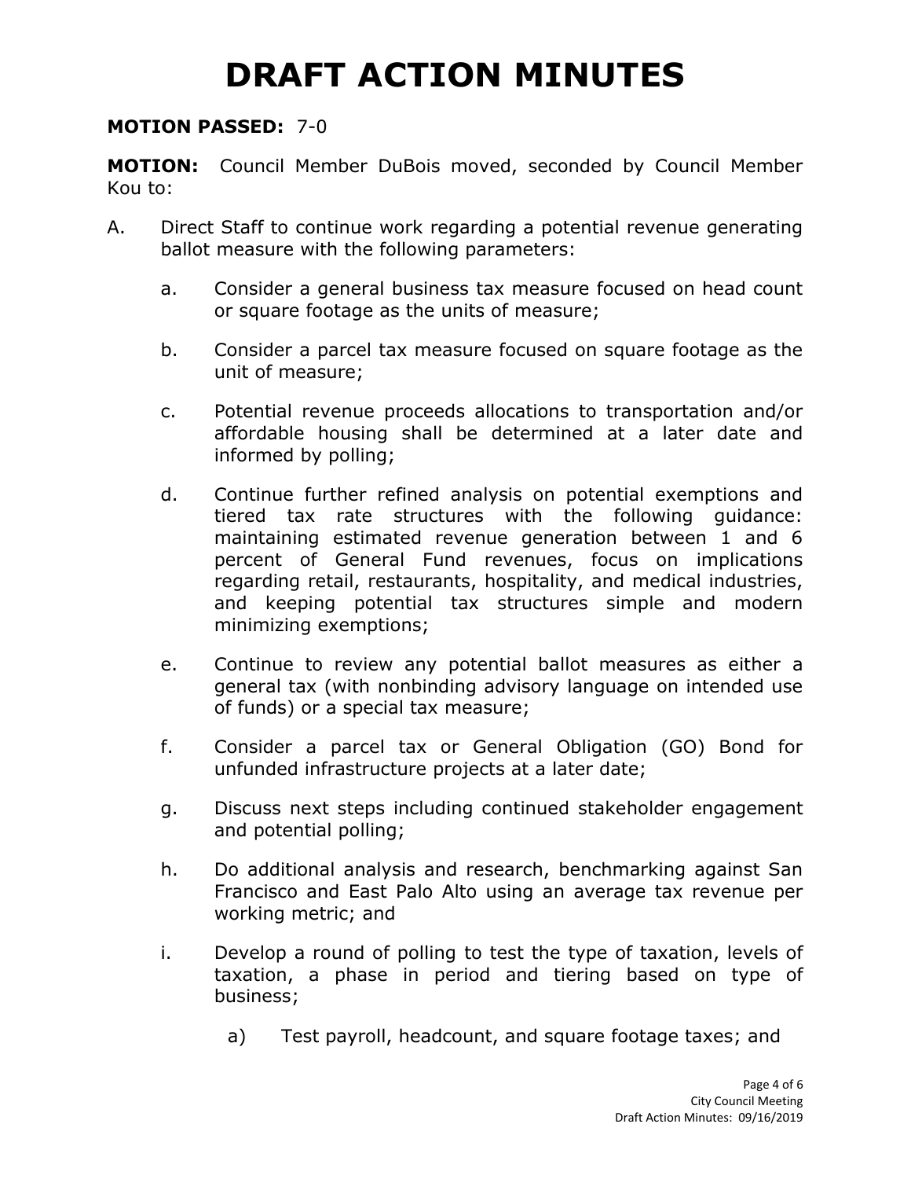# DRAFT ACTION MINUTES

**MOTION PASSED:** 7-0

**MOTION:** Council Member DuBois moved, seconded by Council Member Kou to:

A. Direct Staff to continue work regarding a potential revenue generating ballot measure with the following parameters:

   a. Consider a general business tax measure focused on head count or square footage as the units of measure;

   b. Consider a parcel tax measure focused on square footage as the unit of measure;

   c. Potential revenue proceeds allocations to transportation and/or affordable housing shall be determined at a later date and informed by polling;

   d. Continue further refined analysis on potential exemptions and tiered tax rate structures with the following guidance: maintaining estimated revenue generation between 1 and 6 percent of General Fund revenues, focus on implications regarding retail, restaurants, hospitality, and medical industries, and keeping potential tax structures simple and modern minimizing exemptions;

   e. Continue to review any potential ballot measures as either a general tax (with nonbinding advisory language on intended use of funds) or a special tax measure;

   f. Consider a parcel tax or General Obligation (GO) Bond for unfunded infrastructure projects at a later date;

   g. Discuss next steps including continued stakeholder engagement and potential polling;

   h. Do additional analysis and research, benchmarking against San Francisco and East Palo Alto using an average tax revenue per working metric; and

   i. Develop a round of polling to test the type of taxation, levels of taxation, a phase in period and tiering based on type of business;

      a) Test payroll, headcount, and square footage taxes; and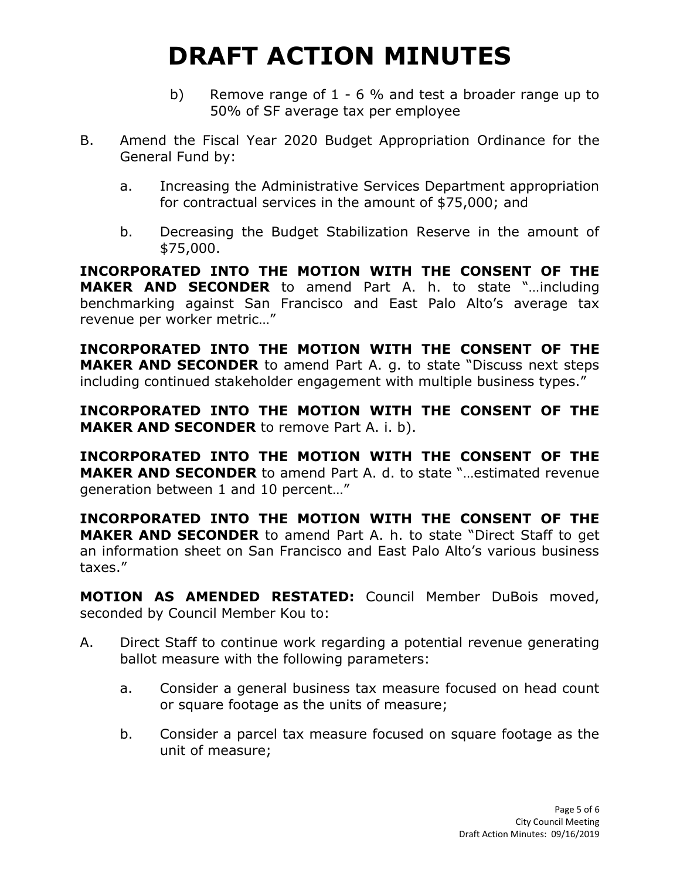b) Remove range of 1 - 6 % and test a broader range up to 50% of SF average tax per employee

B. Amend the Fiscal Year 2020 Budget Appropriation Ordinance for the General Fund by:

   a. Increasing the Administrative Services Department appropriation for contractual services in the amount of $75,000; and

   b. Decreasing the Budget Stabilization Reserve in the amount of $75,000.

**INCORPORATED INTO THE MOTION WITH THE CONSENT OF THE MAKER AND SECONDER** to amend Part A. h. to state "…including benchmarking against San Francisco and East Palo Alto's average tax revenue per worker metric…"

**INCORPORATED INTO THE MOTION WITH THE CONSENT OF THE MAKER AND SECONDER** to amend Part A. g. to state "Discuss next steps including continued stakeholder engagement with multiple business types."

**INCORPORATED INTO THE MOTION WITH THE CONSENT OF THE MAKER AND SECONDER** to remove Part A. i. b).

**INCORPORATED INTO THE MOTION WITH THE CONSENT OF THE MAKER AND SECONDER** to amend Part A. d. to state "…estimated revenue generation between 1 and 10 percent…"

**INCORPORATED INTO THE MOTION WITH THE CONSENT OF THE MAKER AND SECONDER** to amend Part A. h. to state "Direct Staff to get an information sheet on San Francisco and East Palo Alto's various business taxes."

**MOTION AS AMENDED RESTATED:** Council Member DuBois moved, seconded by Council Member Kou to:

A. Direct Staff to continue work regarding a potential revenue generating ballot measure with the following parameters:

   a. Consider a general business tax measure focused on head count or square footage as the units of measure;

   b. Consider a parcel tax measure focused on square footage as the unit of measure;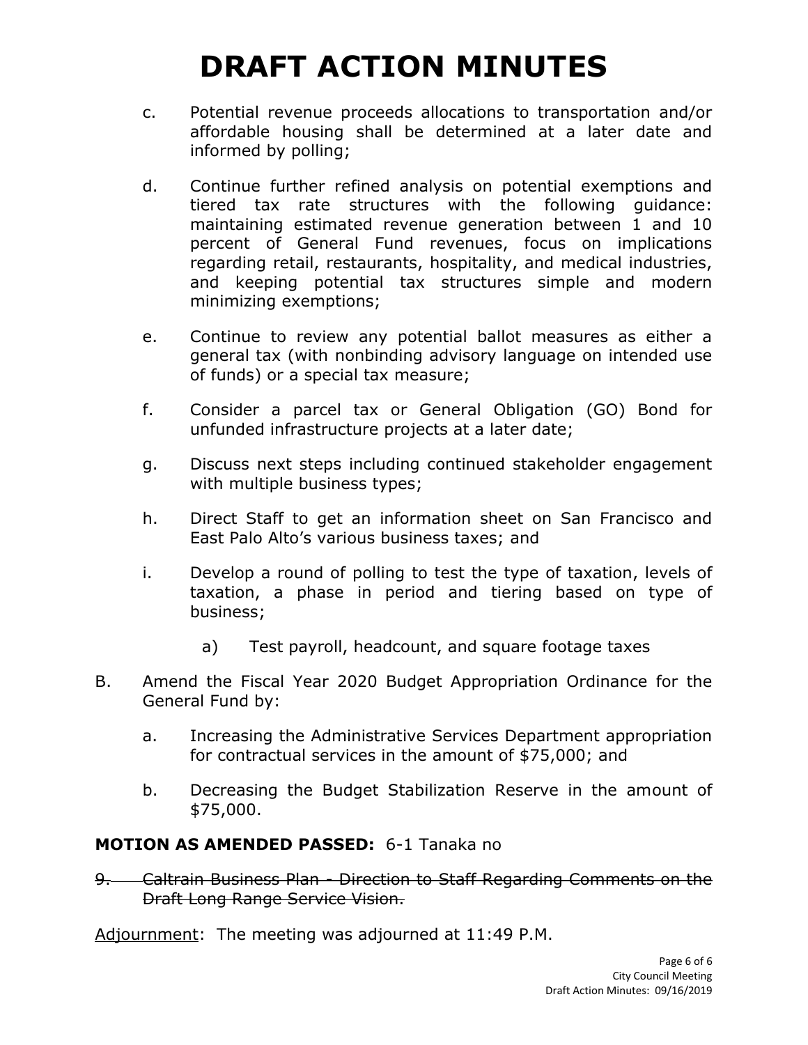# DRAFT ACTION MINUTES

c. Potential revenue proceeds allocations to transportation and/or affordable housing shall be determined at a later date and informed by polling;

d. Continue further refined analysis on potential exemptions and tiered tax rate structures with the following guidance: maintaining estimated revenue generation between 1 and 10 percent of General Fund revenues, focus on implications regarding retail, restaurants, hospitality, and medical industries, and keeping potential tax structures simple and modern minimizing exemptions;

e. Continue to review any potential ballot measures as either a general tax (with nonbinding advisory language on intended use of funds) or a special tax measure;

f. Consider a parcel tax or General Obligation (GO) Bond for unfunded infrastructure projects at a later date;

g. Discuss next steps including continued stakeholder engagement with multiple business types;

h. Direct Staff to get an information sheet on San Francisco and East Palo Alto's various business taxes; and

i. Develop a round of polling to test the type of taxation, levels of taxation, a phase in period and tiering based on type of business;

   a) Test payroll, headcount, and square footage taxes

B. Amend the Fiscal Year 2020 Budget Appropriation Ordinance for the General Fund by:

   a. Increasing the Administrative Services Department appropriation for contractual services in the amount of $75,000; and

   b. Decreasing the Budget Stabilization Reserve in the amount of $75,000.

**MOTION AS AMENDED PASSED:** 6-1 Tanaka no

~~9. Caltrain Business Plan - Direction to Staff Regarding Comments on the Draft Long Range Service Vision.~~

Adjournment: The meeting was adjourned at 11:49 P.M.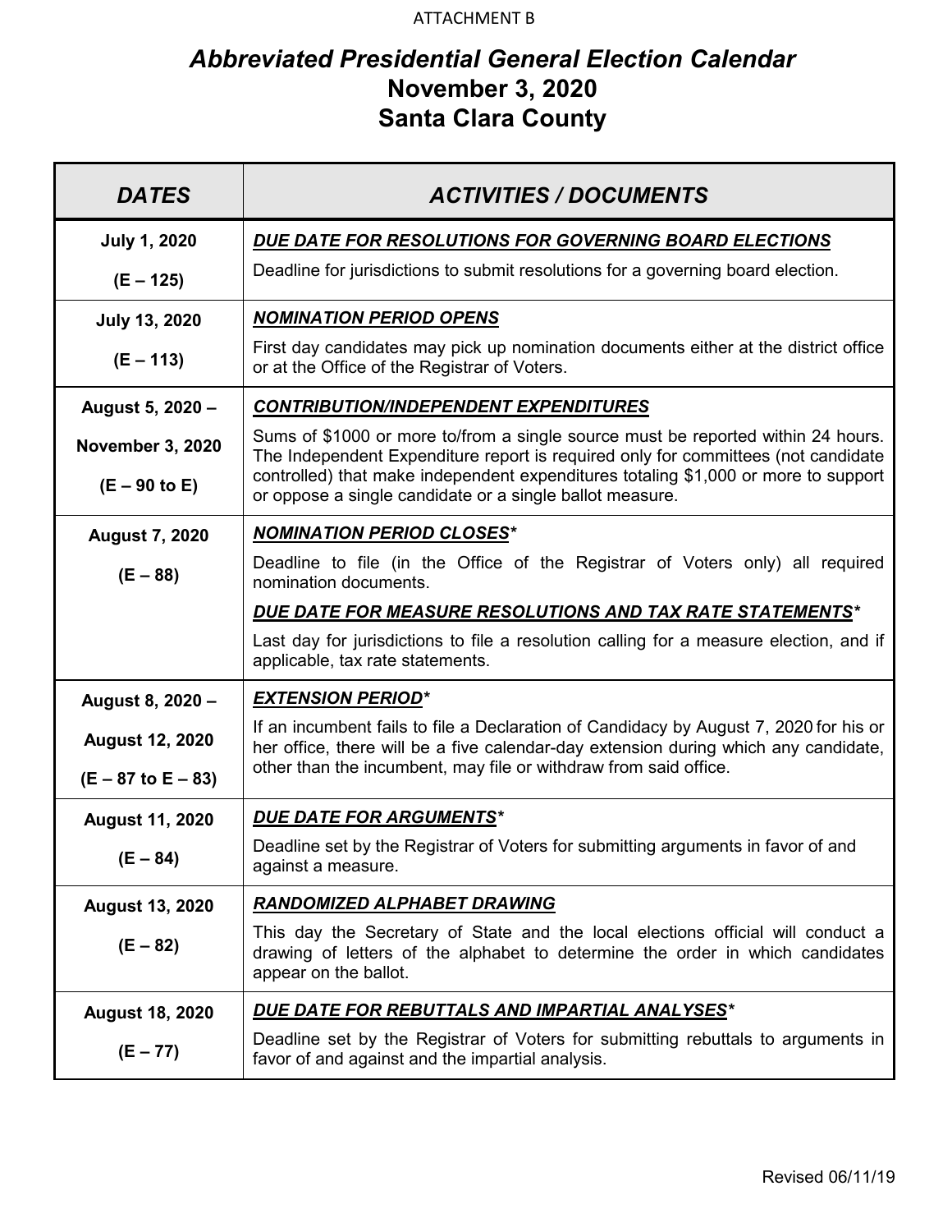ATTACHMENT B

# *Abbreviated Presidential General Election Calendar*
# November 3, 2020
# Santa Clara County

| *DATES* | *ACTIVITIES / DOCUMENTS* |
|---|---|
| **July 1, 2020** <br> **(E – 125)** | ***DUE DATE FOR RESOLUTIONS FOR GOVERNING BOARD ELECTIONS*** <br> Deadline for jurisdictions to submit resolutions for a governing board election. |
| **July 13, 2020** <br> **(E – 113)** | ***NOMINATION PERIOD OPENS*** <br> First day candidates may pick up nomination documents either at the district office or at the Office of the Registrar of Voters. |
| **August 5, 2020 –** <br> **November 3, 2020** <br> **(E – 90 to E)** | ***CONTRIBUTION/INDEPENDENT EXPENDITURES*** <br> Sums of $1000 or more to/from a single source must be reported within 24 hours. The Independent Expenditure report is required only for committees (not candidate controlled) that make independent expenditures totaling $1,000 or more to support or oppose a single candidate or a single ballot measure. |
| **August 7, 2020** <br> **(E – 88)** | ***NOMINATION PERIOD CLOSES**** <br> Deadline to file (in the Office of the Registrar of Voters only) all required nomination documents. <br> ***DUE DATE FOR MEASURE RESOLUTIONS AND TAX RATE STATEMENTS**** <br> Last day for jurisdictions to file a resolution calling for a measure election, and if applicable, tax rate statements. |
| **August 8, 2020 –** <br> **August 12, 2020** <br> **(E – 87 to E – 83)** | ***EXTENSION PERIOD**** <br> If an incumbent fails to file a Declaration of Candidacy by August 7, 2020 for his or her office, there will be a five calendar-day extension during which any candidate, other than the incumbent, may file or withdraw from said office. |
| **August 11, 2020** <br> **(E – 84)** | ***DUE DATE FOR ARGUMENTS**** <br> Deadline set by the Registrar of Voters for submitting arguments in favor of and against a measure. |
| **August 13, 2020** <br> **(E – 82)** | ***RANDOMIZED ALPHABET DRAWING*** <br> This day the Secretary of State and the local elections official will conduct a drawing of letters of the alphabet to determine the order in which candidates appear on the ballot. |
| **August 18, 2020** <br> **(E – 77)** | ***DUE DATE FOR REBUTTALS AND IMPARTIAL ANALYSES**** <br> Deadline set by the Registrar of Voters for submitting rebuttals to arguments in favor of and against and the impartial analysis. |

Revised 06/11/19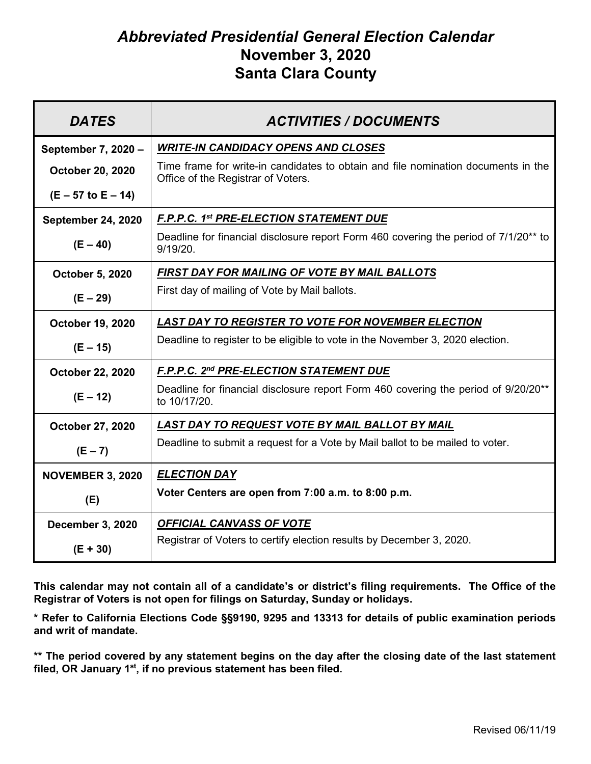# *Abbreviated Presidential General Election Calendar*
# November 3, 2020
# Santa Clara County

| ***DATES*** | ***ACTIVITIES / DOCUMENTS*** |
|---|---|
| **September 7, 2020 – October 20, 2020 (E – 57 to E – 14)** | ***WRITE-IN CANDIDACY OPENS AND CLOSES*** Time frame for write-in candidates to obtain and file nomination documents in the Office of the Registrar of Voters. |
| **September 24, 2020 (E – 40)** | ***F.P.P.C. 1st PRE-ELECTION STATEMENT DUE*** Deadline for financial disclosure report Form 460 covering the period of 7/1/20** to 9/19/20. |
| **October 5, 2020 (E – 29)** | ***FIRST DAY FOR MAILING OF VOTE BY MAIL BALLOTS*** First day of mailing of Vote by Mail ballots. |
| **October 19, 2020 (E – 15)** | ***LAST DAY TO REGISTER TO VOTE FOR NOVEMBER ELECTION*** Deadline to register to be eligible to vote in the November 3, 2020 election. |
| **October 22, 2020 (E – 12)** | ***F.P.P.C. 2nd PRE-ELECTION STATEMENT DUE*** Deadline for financial disclosure report Form 460 covering the period of 9/20/20** to 10/17/20. |
| **October 27, 2020 (E – 7)** | ***LAST DAY TO REQUEST VOTE BY MAIL BALLOT BY MAIL*** Deadline to submit a request for a Vote by Mail ballot to be mailed to voter. |
| **NOVEMBER 3, 2020 (E)** | ***ELECTION DAY*** **Voter Centers are open from 7:00 a.m. to 8:00 p.m.** |
| **December 3, 2020 (E + 30)** | ***OFFICIAL CANVASS OF VOTE*** Registrar of Voters to certify election results by December 3, 2020. |

**This calendar may not contain all of a candidate's or district's filing requirements. The Office of the Registrar of Voters is not open for filings on Saturday, Sunday or holidays.**

**\* Refer to California Elections Code §§9190, 9295 and 13313 for details of public examination periods and writ of mandate.**

**\*\* The period covered by any statement begins on the day after the closing date of the last statement filed, OR January 1st, if no previous statement has been filed.**

Revised 06/11/19